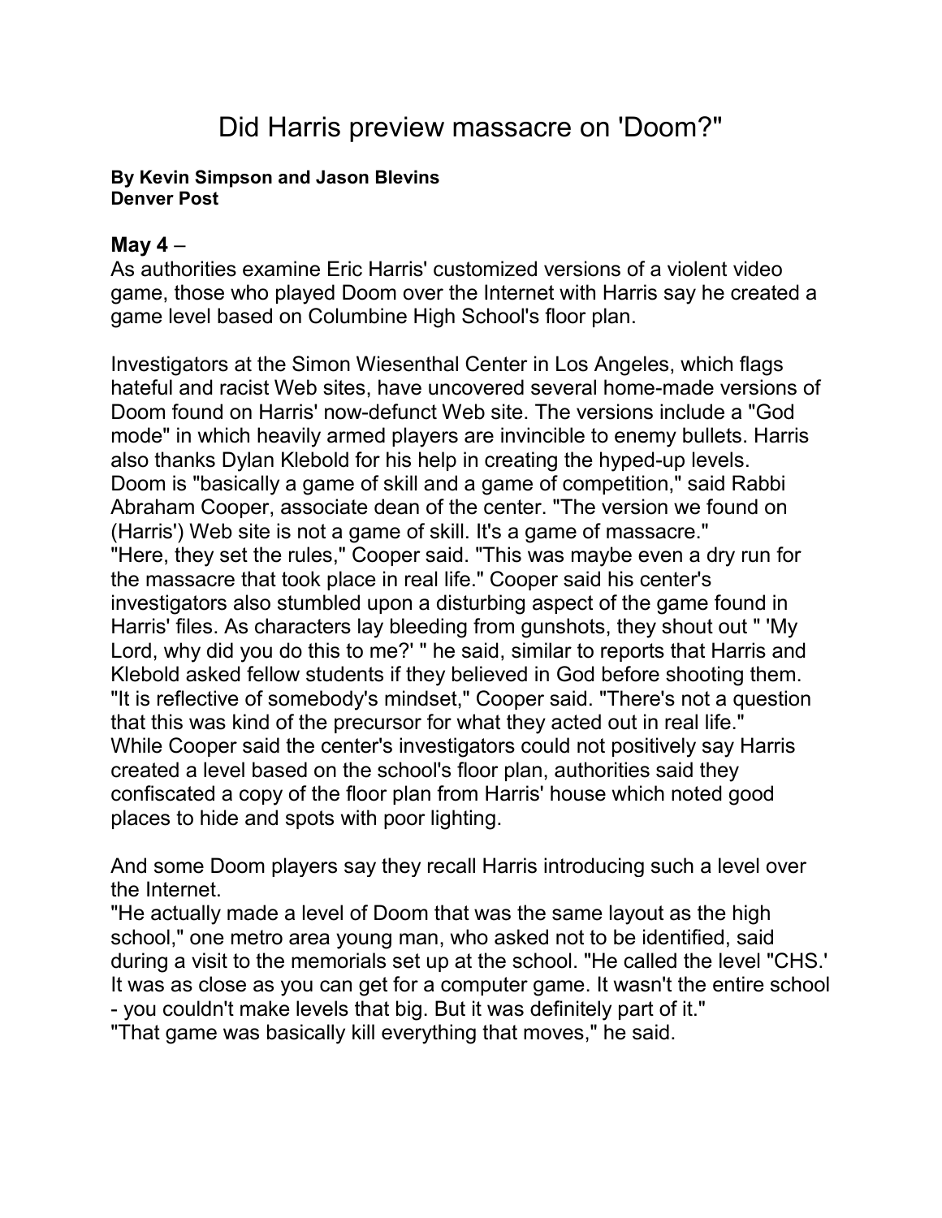# Did Harris preview massacre on 'Doom?"

**By Kevin Simpson and Jason Blevins**
**Denver Post**

**May 4** –
As authorities examine Eric Harris' customized versions of a violent video game, those who played Doom over the Internet with Harris say he created a game level based on Columbine High School's floor plan.

Investigators at the Simon Wiesenthal Center in Los Angeles, which flags hateful and racist Web sites, have uncovered several home-made versions of Doom found on Harris' now-defunct Web site. The versions include a "God mode" in which heavily armed players are invincible to enemy bullets. Harris also thanks Dylan Klebold for his help in creating the hyped-up levels.
Doom is "basically a game of skill and a game of competition," said Rabbi Abraham Cooper, associate dean of the center. "The version we found on (Harris') Web site is not a game of skill. It's a game of massacre."
"Here, they set the rules," Cooper said. "This was maybe even a dry run for the massacre that took place in real life." Cooper said his center's investigators also stumbled upon a disturbing aspect of the game found in Harris' files. As characters lay bleeding from gunshots, they shout out " 'My Lord, why did you do this to me?' " he said, similar to reports that Harris and Klebold asked fellow students if they believed in God before shooting them.
"It is reflective of somebody's mindset," Cooper said. "There's not a question that this was kind of the precursor for what they acted out in real life."
While Cooper said the center's investigators could not positively say Harris created a level based on the school's floor plan, authorities said they confiscated a copy of the floor plan from Harris' house which noted good places to hide and spots with poor lighting.

And some Doom players say they recall Harris introducing such a level over the Internet.
"He actually made a level of Doom that was the same layout as the high school," one metro area young man, who asked not to be identified, said during a visit to the memorials set up at the school. "He called the level "CHS.' It was as close as you can get for a computer game. It wasn't the entire school - you couldn't make levels that big. But it was definitely part of it."
"That game was basically kill everything that moves," he said.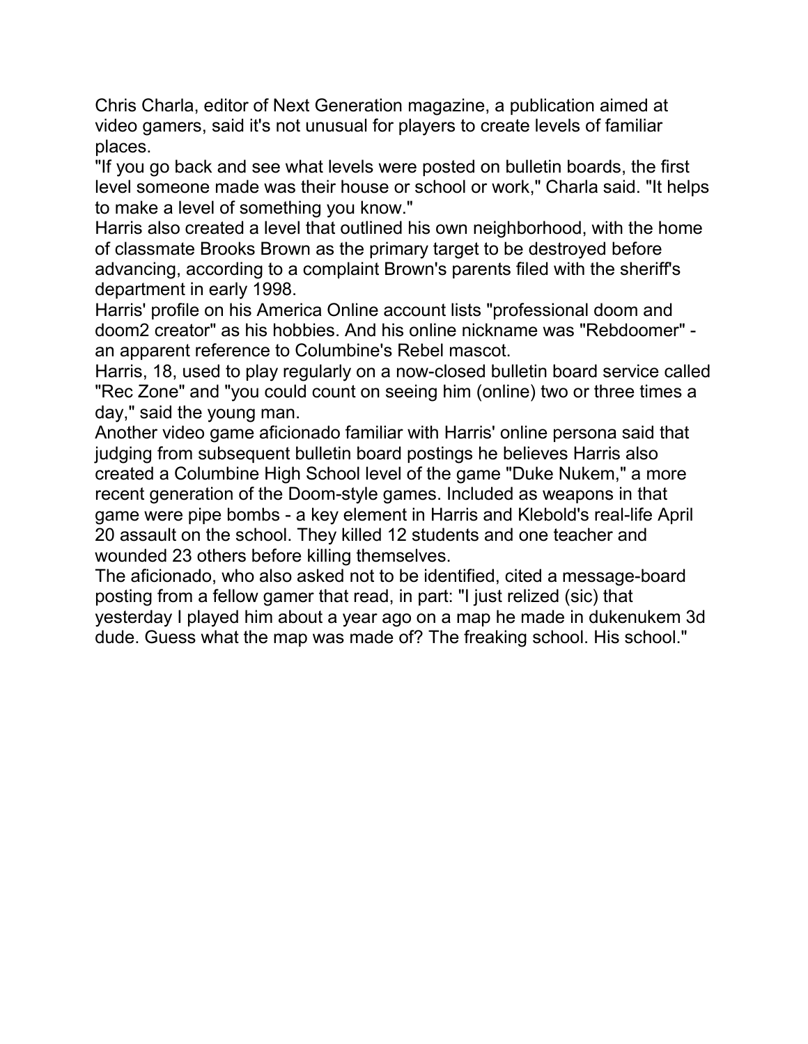Chris Charla, editor of Next Generation magazine, a publication aimed at video gamers, said it's not unusual for players to create levels of familiar places.

"If you go back and see what levels were posted on bulletin boards, the first level someone made was their house or school or work," Charla said. "It helps to make a level of something you know."

Harris also created a level that outlined his own neighborhood, with the home of classmate Brooks Brown as the primary target to be destroyed before advancing, according to a complaint Brown's parents filed with the sheriff's department in early 1998.

Harris' profile on his America Online account lists "professional doom and doom2 creator" as his hobbies. And his online nickname was "Rebdoomer" - an apparent reference to Columbine's Rebel mascot.

Harris, 18, used to play regularly on a now-closed bulletin board service called "Rec Zone" and "you could count on seeing him (online) two or three times a day," said the young man.

Another video game aficionado familiar with Harris' online persona said that judging from subsequent bulletin board postings he believes Harris also created a Columbine High School level of the game "Duke Nukem," a more recent generation of the Doom-style games. Included as weapons in that game were pipe bombs - a key element in Harris and Klebold's real-life April 20 assault on the school. They killed 12 students and one teacher and wounded 23 others before killing themselves.

The aficionado, who also asked not to be identified, cited a message-board posting from a fellow gamer that read, in part: "I just relized (sic) that yesterday I played him about a year ago on a map he made in dukenukem 3d dude. Guess what the map was made of? The freaking school. His school."